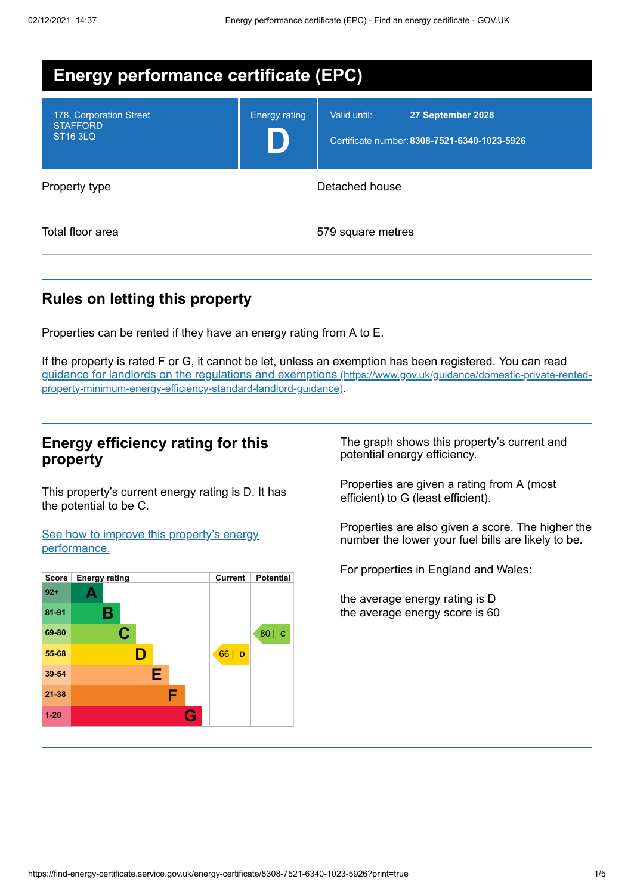# Energy performance certificate (EPC)

| | | |
|---|---|---|
| 178, Corporation Street<br>STAFFORD<br>ST16 3LQ | Energy rating<br>**D** | Valid until: **27 September 2028**<br>Certificate number: **8308-7521-6340-1023-5926** |

| | |
|---|---|
| Property type | Detached house |
| Total floor area | 579 square metres |

## Rules on letting this property

Properties can be rented if they have an energy rating from A to E.

If the property is rated F or G, it cannot be let, unless an exemption has been registered. You can read [guidance for landlords on the regulations and exemptions (https://www.gov.uk/guidance/domestic-private-rented-property-minimum-energy-efficiency-standard-landlord-guidance)](https://www.gov.uk/guidance/domestic-private-rented-property-minimum-energy-efficiency-standard-landlord-guidance).

## Energy efficiency rating for this property

This property's current energy rating is D. It has the potential to be C.

[See how to improve this property's energy performance.]()

| Score | Energy rating | Current | Potential |
|---|---|---|---|
| 92+ | A | | |
| 81-91 | B | | |
| 69-80 | C | | 80 \| C |
| 55-68 | D | 66 \| D | |
| 39-54 | E | | |
| 21-38 | F | | |
| 1-20 | G | | |

The graph shows this property's current and potential energy efficiency.

Properties are given a rating from A (most efficient) to G (least efficient).

Properties are also given a score. The higher the number the lower your fuel bills are likely to be.

For properties in England and Wales:

the average energy rating is D
the average energy score is 60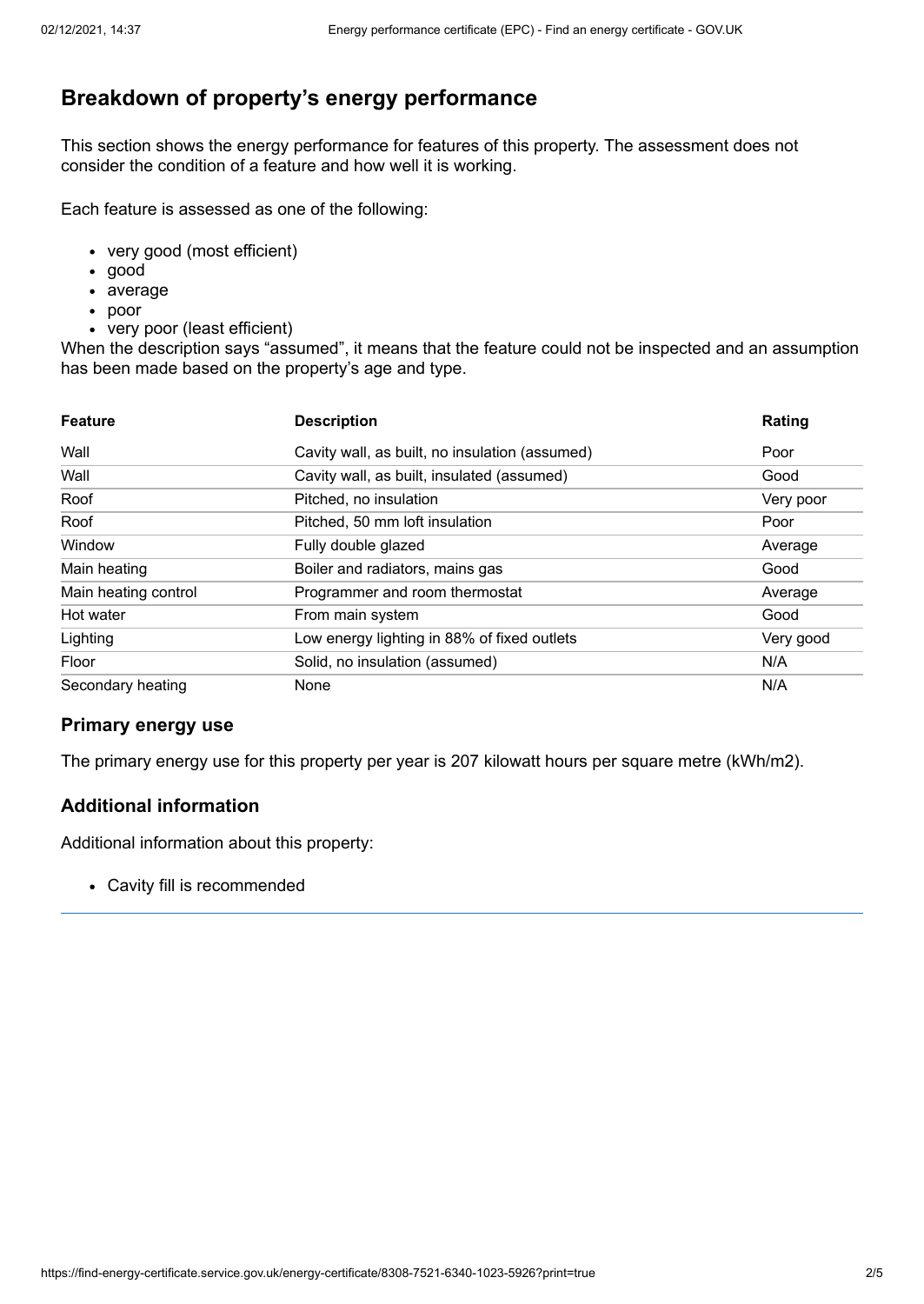## Breakdown of property's energy performance

This section shows the energy performance for features of this property. The assessment does not consider the condition of a feature and how well it is working.

Each feature is assessed as one of the following:

- very good (most efficient)
- good
- average
- poor
- very poor (least efficient)

When the description says "assumed", it means that the feature could not be inspected and an assumption has been made based on the property's age and type.

| Feature | Description | Rating |
|---|---|---|
| Wall | Cavity wall, as built, no insulation (assumed) | Poor |
| Wall | Cavity wall, as built, insulated (assumed) | Good |
| Roof | Pitched, no insulation | Very poor |
| Roof | Pitched, 50 mm loft insulation | Poor |
| Window | Fully double glazed | Average |
| Main heating | Boiler and radiators, mains gas | Good |
| Main heating control | Programmer and room thermostat | Average |
| Hot water | From main system | Good |
| Lighting | Low energy lighting in 88% of fixed outlets | Very good |
| Floor | Solid, no insulation (assumed) | N/A |
| Secondary heating | None | N/A |

### Primary energy use

The primary energy use for this property per year is 207 kilowatt hours per square metre (kWh/m2).

### Additional information

Additional information about this property:

- Cavity fill is recommended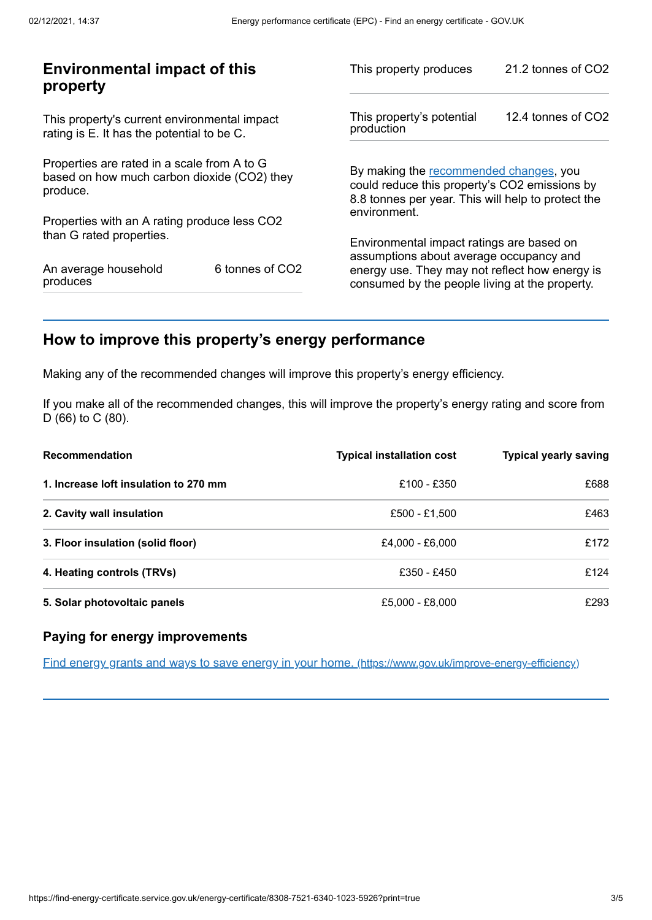## Environmental impact of this property

This property's current environmental impact rating is E. It has the potential to be C.

Properties are rated in a scale from A to G based on how much carbon dioxide ($CO_2$) they produce.

Properties with an A rating produce less $CO_2$ than G rated properties.

| | |
|---|---|
| An average household produces | 6 tonnes of $CO_2$ |

| | |
|---|---|
| This property produces | 21.2 tonnes of $CO_2$ |
| This property's potential production | 12.4 tonnes of $CO_2$ |

By making the recommended changes, you could reduce this property's $CO_2$ emissions by 8.8 tonnes per year. This will help to protect the environment.

Environmental impact ratings are based on assumptions about average occupancy and energy use. They may not reflect how energy is consumed by the people living at the property.

## How to improve this property's energy performance

Making any of the recommended changes will improve this property's energy efficiency.

If you make all of the recommended changes, this will improve the property's energy rating and score from D (66) to C (80).

| Recommendation | Typical installation cost | Typical yearly saving |
|---|---|---|
| **1. Increase loft insulation to 270 mm** | £100 - £350 | £688 |
| **2. Cavity wall insulation** | £500 - £1,500 | £463 |
| **3. Floor insulation (solid floor)** | £4,000 - £6,000 | £172 |
| **4. Heating controls (TRVs)** | £350 - £450 | £124 |
| **5. Solar photovoltaic panels** | £5,000 - £8,000 | £293 |

### Paying for energy improvements

[Find energy grants and ways to save energy in your home. (https://www.gov.uk/improve-energy-efficiency)](https://www.gov.uk/improve-energy-efficiency)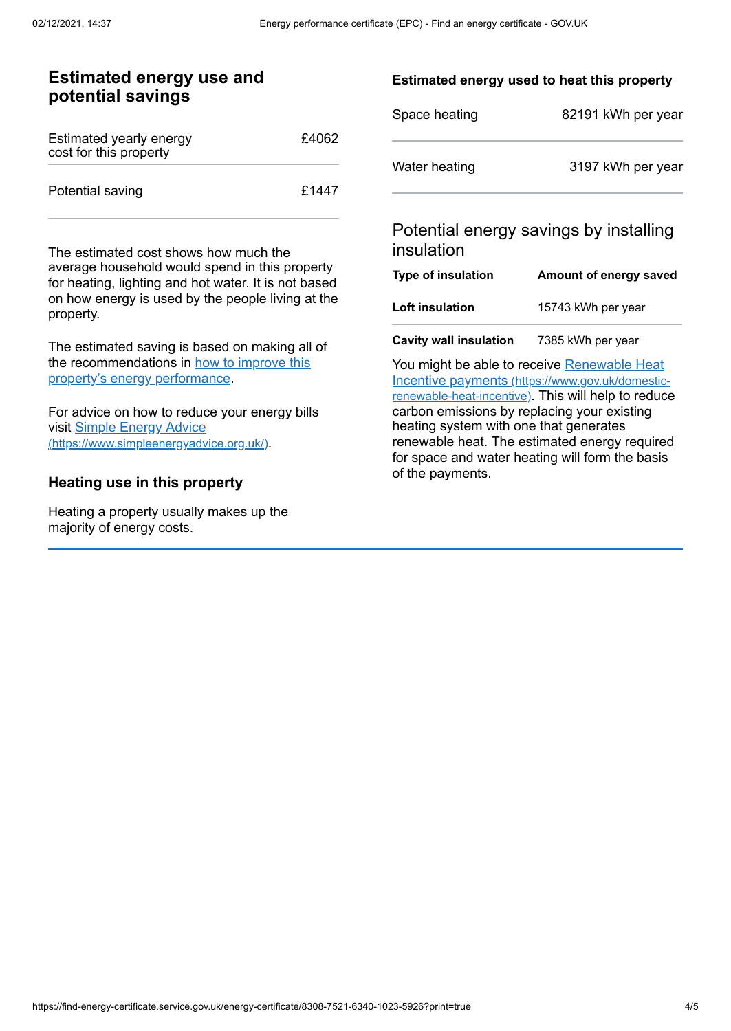## Estimated energy use and potential savings

| | |
|---|---|
| Estimated yearly energy cost for this property | £4062 |
| Potential saving | £1447 |

The estimated cost shows how much the average household would spend in this property for heating, lighting and hot water. It is not based on how energy is used by the people living at the property.

The estimated saving is based on making all of the recommendations in [how to improve this property's energy performance](#).

For advice on how to reduce your energy bills visit [Simple Energy Advice (https://www.simpleenergyadvice.org.uk/)](https://www.simpleenergyadvice.org.uk/).

### Heating use in this property

Heating a property usually makes up the majority of energy costs.

### Estimated energy used to heat this property

| | |
|---|---|
| Space heating | 82191 kWh per year |
| Water heating | 3197 kWh per year |

### Potential energy savings by installing insulation

| Type of insulation | Amount of energy saved |
|---|---|
| **Loft insulation** | 15743 kWh per year |
| **Cavity wall insulation** | 7385 kWh per year |

You might be able to receive [Renewable Heat Incentive payments (https://www.gov.uk/domestic-renewable-heat-incentive)](https://www.gov.uk/domestic-renewable-heat-incentive). This will help to reduce carbon emissions by replacing your existing heating system with one that generates renewable heat. The estimated energy required for space and water heating will form the basis of the payments.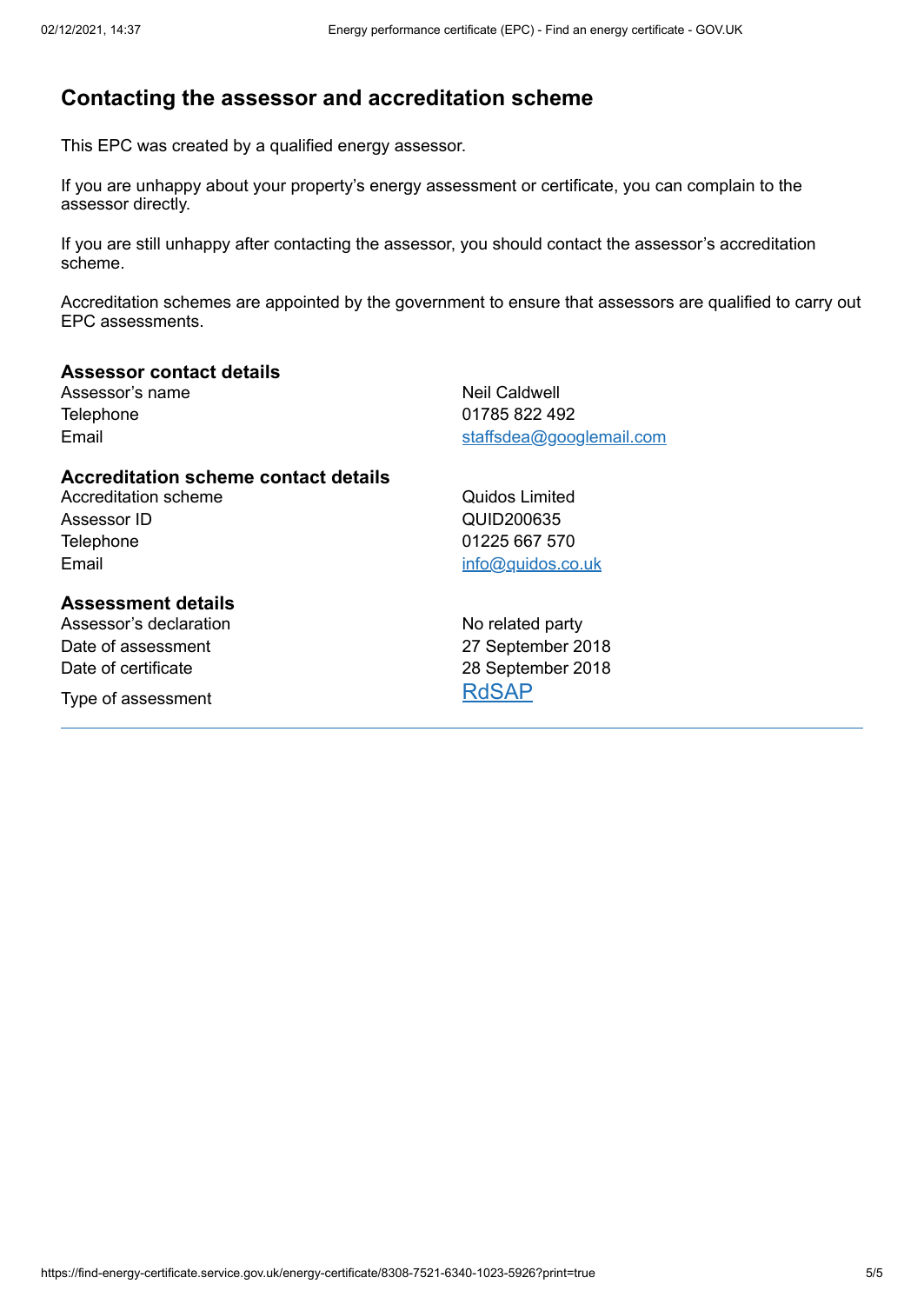## Contacting the assessor and accreditation scheme

This EPC was created by a qualified energy assessor.

If you are unhappy about your property's energy assessment or certificate, you can complain to the assessor directly.

If you are still unhappy after contacting the assessor, you should contact the assessor's accreditation scheme.

Accreditation schemes are appointed by the government to ensure that assessors are qualified to carry out EPC assessments.

### Assessor contact details

| | |
|---|---|
| Assessor's name | Neil Caldwell |
| Telephone | 01785 822 492 |
| Email | staffsdea@googlemail.com |

### Accreditation scheme contact details

| | |
|---|---|
| Accreditation scheme | Quidos Limited |
| Assessor ID | QUID200635 |
| Telephone | 01225 667 570 |
| Email | info@quidos.co.uk |

### Assessment details

| | |
|---|---|
| Assessor's declaration | No related party |
| Date of assessment | 27 September 2018 |
| Date of certificate | 28 September 2018 |
| Type of assessment | RdSAP |